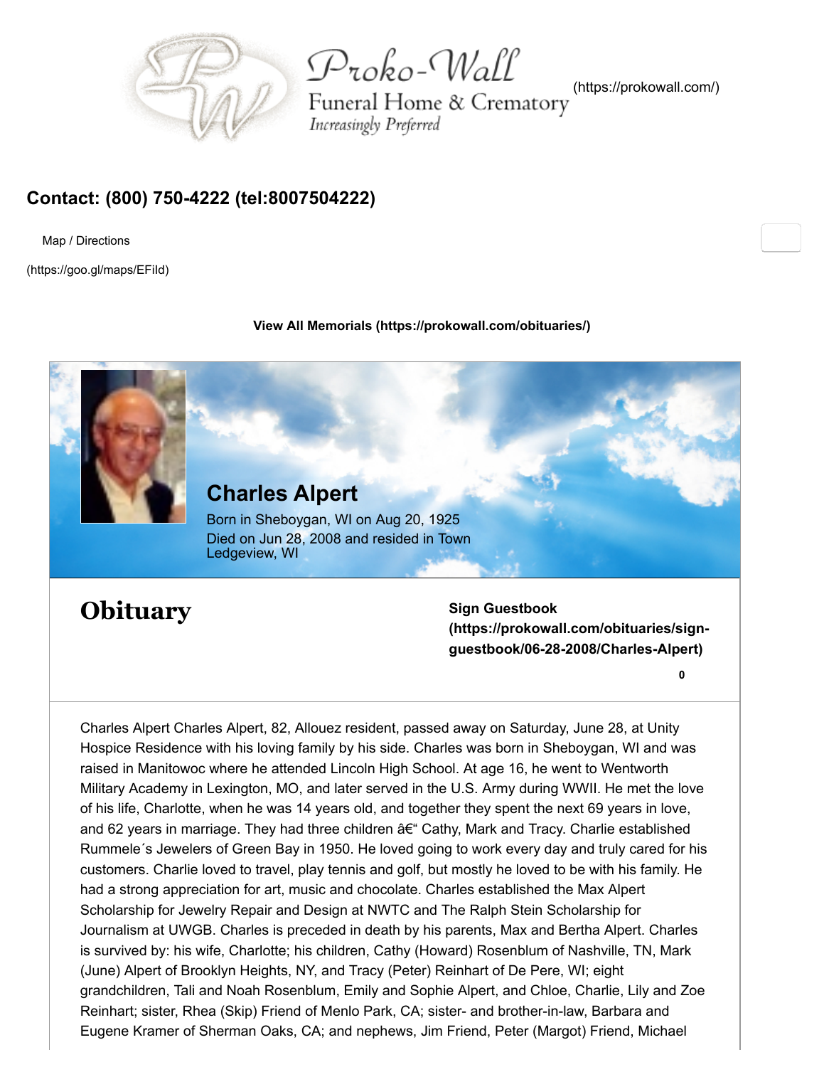Proko-Wall
Funeral Home & Crematory
*Increasingly Preferred*
(https://prokowall.com/)

**Contact: (800) 750-4222 (tel:8007504222)**

Map / Directions
(https://goo.gl/maps/EFiId)

**View All Memorials (https://prokowall.com/obituaries/)**

## Charles Alpert

Born in Sheboygan, WI on Aug 20, 1925
Died on Jun 28, 2008 and resided in Town Ledgeview, WI

# Obituary

**Sign Guestbook (https://prokowall.com/obituaries/sign-guestbook/06-28-2008/Charles-Alpert)**

**0**

Charles Alpert Charles Alpert, 82, Allouez resident, passed away on Saturday, June 28, at Unity Hospice Residence with his loving family by his side. Charles was born in Sheboygan, WI and was raised in Manitowoc where he attended Lincoln High School. At age 16, he went to Wentworth Military Academy in Lexington, MO, and later served in the U.S. Army during WWII. He met the love of his life, Charlotte, when he was 14 years old, and together they spent the next 69 years in love, and 62 years in marriage. They had three children â€“ Cathy, Mark and Tracy. Charlie established Rummele´s Jewelers of Green Bay in 1950. He loved going to work every day and truly cared for his customers. Charlie loved to travel, play tennis and golf, but mostly he loved to be with his family. He had a strong appreciation for art, music and chocolate. Charles established the Max Alpert Scholarship for Jewelry Repair and Design at NWTC and The Ralph Stein Scholarship for Journalism at UWGB. Charles is preceded in death by his parents, Max and Bertha Alpert. Charles is survived by: his wife, Charlotte; his children, Cathy (Howard) Rosenblum of Nashville, TN, Mark (June) Alpert of Brooklyn Heights, NY, and Tracy (Peter) Reinhart of De Pere, WI; eight grandchildren, Tali and Noah Rosenblum, Emily and Sophie Alpert, and Chloe, Charlie, Lily and Zoe Reinhart; sister, Rhea (Skip) Friend of Menlo Park, CA; sister- and brother-in-law, Barbara and Eugene Kramer of Sherman Oaks, CA; and nephews, Jim Friend, Peter (Margot) Friend, Michael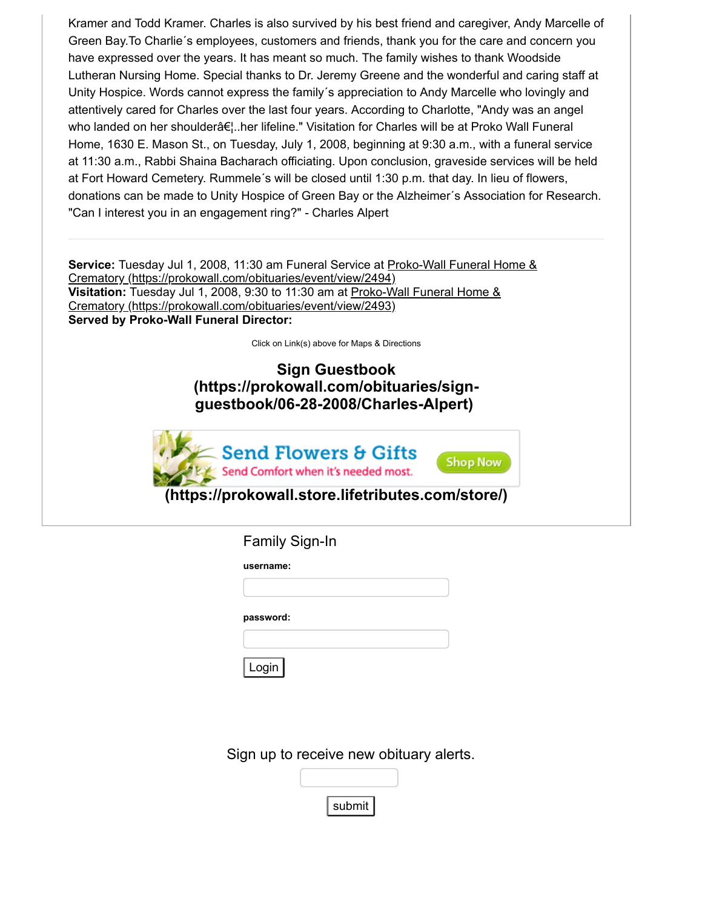Kramer and Todd Kramer. Charles is also survived by his best friend and caregiver, Andy Marcelle of Green Bay.To Charlie´s employees, customers and friends, thank you for the care and concern you have expressed over the years. It has meant so much. The family wishes to thank Woodside Lutheran Nursing Home. Special thanks to Dr. Jeremy Greene and the wonderful and caring staff at Unity Hospice. Words cannot express the family´s appreciation to Andy Marcelle who lovingly and attentively cared for Charles over the last four years. According to Charlotte, "Andy was an angel who landed on her shoulderâ€¦..her lifeline." Visitation for Charles will be at Proko Wall Funeral Home, 1630 E. Mason St., on Tuesday, July 1, 2008, beginning at 9:30 a.m., with a funeral service at 11:30 a.m., Rabbi Shaina Bacharach officiating. Upon conclusion, graveside services will be held at Fort Howard Cemetery. Rummele´s will be closed until 1:30 p.m. that day. In lieu of flowers, donations can be made to Unity Hospice of Green Bay or the Alzheimer´s Association for Research. "Can I interest you in an engagement ring?" - Charles Alpert

---

**Service:** Tuesday Jul 1, 2008, 11:30 am Funeral Service at Proko-Wall Funeral Home & Crematory (https://prokowall.com/obituaries/event/view/2494)
**Visitation:** Tuesday Jul 1, 2008, 9:30 to 11:30 am at Proko-Wall Funeral Home & Crematory (https://prokowall.com/obituaries/event/view/2493)
**Served by Proko-Wall Funeral Director:**

Click on Link(s) above for Maps & Directions

**Sign Guestbook (https://prokowall.com/obituaries/sign-guestbook/06-28-2008/Charles-Alpert)**

Send Flowers & Gifts
Send Comfort when it's needed most.
Shop Now

**(https://prokowall.store.lifetributes.com/store/)**

Family Sign-In

**username:**

**password:**

Login

Sign up to receive new obituary alerts.

submit